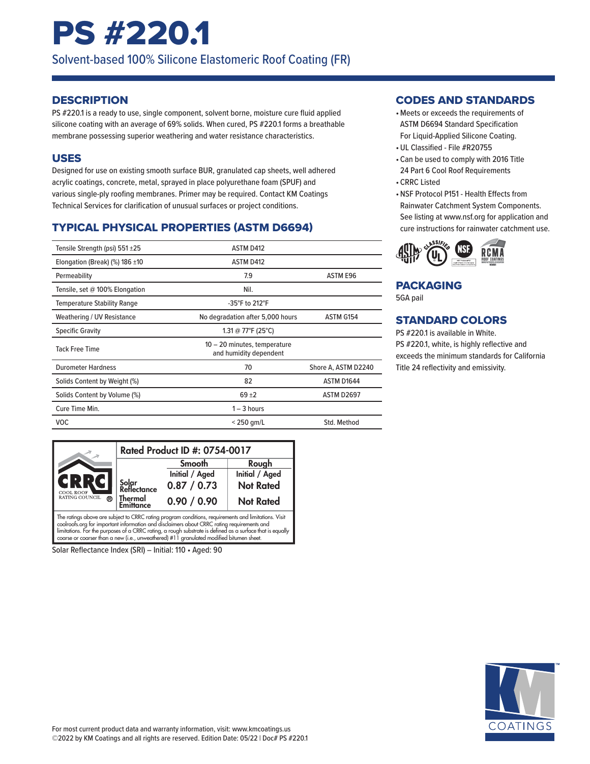# PS #220.1

Solvent-based 100% Silicone Elastomeric Roof Coating (FR)

## DESCRIPTION

PS #220.1 is a ready to use, single component, solvent borne, moisture cure fluid applied silicone coating with an average of 69% solids. When cured, PS #220.1 forms a breathable membrane possessing superior weathering and water resistance characteristics.

## USES

Designed for use on existing smooth surface BUR, granulated cap sheets, well adhered acrylic coatings, concrete, metal, sprayed in place polyurethane foam (SPUF) and various single-ply roofing membranes. Primer may be required. Contact KM Coatings Technical Services for clarification of unusual surfaces or project conditions.

## TYPICAL PHYSICAL PROPERTIES (ASTM D6694)

| | | |
|---|---|---|
| Tensile Strength (psi) 551 ±25 | ASTM D412 | |
| Elongation (Break) (%) 186 ±10 | ASTM D412 | |
| Permeability | 7.9 | ASTM E96 |
| Tensile, set @ 100% Elongation | Nil. | |
| Temperature Stability Range | -35°F to 212°F | |
| Weathering / UV Resistance | No degradation after 5,000 hours | ASTM G154 |
| Specific Gravity | 1.31 @ 77°F (25°C) | |
| Tack Free Time | 10 – 20 minutes, temperature and humidity dependent | |
| Durometer Hardness | 70 | Shore A, ASTM D2240 |
| Solids Content by Weight (%) | 82 | ASTM D1644 |
| Solids Content by Volume (%) | 69 ±2 | ASTM D2697 |
| Cure Time Min. | 1 – 3 hours | |
| VOC | < 250 gm/L | Std. Method |

| CRRC Cool Roof Rating Council | Rated Product ID #: 0754-0017 | |
|---|---|---|
| | Smooth | Rough |
| | Initial / Aged | Initial / Aged |
| Solar Reflectance | 0.87 / 0.73 | Not Rated |
| Thermal Emittance | 0.90 / 0.90 | Not Rated |

The ratings above are subject to CRRC rating program conditions, requirements and limitations. Visit coolroofs.org for important information and disclaimers about CRRC rating requirements and limitations. For the purposes of a CRRC rating, a rough substrate is defined as a surface that is equally coarse or coarser than a new (i.e., unweathered) #11 granulated modified bitumen sheet.

Solar Reflectance Index (SRI) – Initial: 110 • Aged: 90

## CODES AND STANDARDS

- Meets or exceeds the requirements of ASTM D6694 Standard Specification For Liquid-Applied Silicone Coating.
- UL Classified - File #R20755
- Can be used to comply with 2016 Title 24 Part 6 Cool Roof Requirements
- CRRC Listed
- NSF Protocol P151 - Health Effects from Rainwater Catchment System Components. See listing at www.nsf.org for application and cure instructions for rainwater catchment use.

## PACKAGING

5GA pail

## STANDARD COLORS

PS #220.1 is available in White.
PS #220.1, white, is highly reflective and exceeds the minimum standards for California Title 24 reflectivity and emissivity.

For most current product data and warranty information, visit: www.kmcoatings.us
©2022 by KM Coatings and all rights are reserved. Edition Date: 05/22 | Doc# PS #220.1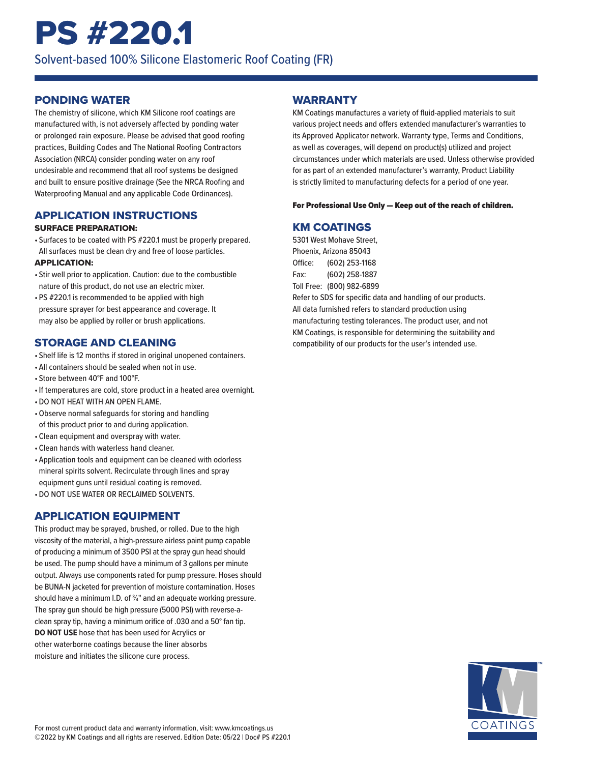# PS #220.1

Solvent-based 100% Silicone Elastomeric Roof Coating (FR)

## PONDING WATER

The chemistry of silicone, which KM Silicone roof coatings are manufactured with, is not adversely affected by ponding water or prolonged rain exposure. Please be advised that good roofing practices, Building Codes and The National Roofing Contractors Association (NRCA) consider ponding water on any roof undesirable and recommend that all roof systems be designed and built to ensure positive drainage (See the NRCA Roofing and Waterproofing Manual and any applicable Code Ordinances).

## APPLICATION INSTRUCTIONS

### SURFACE PREPARATION:

- Surfaces to be coated with PS #220.1 must be properly prepared. All surfaces must be clean dry and free of loose particles.

### APPLICATION:

- Stir well prior to application. Caution: due to the combustible nature of this product, do not use an electric mixer.
- PS #220.1 is recommended to be applied with high pressure sprayer for best appearance and coverage. It may also be applied by roller or brush applications.

## STORAGE AND CLEANING

- Shelf life is 12 months if stored in original unopened containers.
- All containers should be sealed when not in use.
- Store between 40°F and 100°F.
- If temperatures are cold, store product in a heated area overnight.
- DO NOT HEAT WITH AN OPEN FLAME.
- Observe normal safeguards for storing and handling of this product prior to and during application.
- Clean equipment and overspray with water.
- Clean hands with waterless hand cleaner.
- Application tools and equipment can be cleaned with odorless mineral spirits solvent. Recirculate through lines and spray equipment guns until residual coating is removed.
- DO NOT USE WATER OR RECLAIMED SOLVENTS.

## APPLICATION EQUIPMENT

This product may be sprayed, brushed, or rolled. Due to the high viscosity of the material, a high-pressure airless paint pump capable of producing a minimum of 3500 PSI at the spray gun head should be used. The pump should have a minimum of 3 gallons per minute output. Always use components rated for pump pressure. Hoses should be BUNA-N jacketed for prevention of moisture contamination. Hoses should have a minimum I.D. of ¾" and an adequate working pressure. The spray gun should be high pressure (5000 PSI) with reverse-a-clean spray tip, having a minimum orifice of .030 and a 50° fan tip. **DO NOT USE** hose that has been used for Acrylics or other waterborne coatings because the liner absorbs moisture and initiates the silicone cure process.

## WARRANTY

KM Coatings manufactures a variety of fluid-applied materials to suit various project needs and offers extended manufacturer's warranties to its Approved Applicator network. Warranty type, Terms and Conditions, as well as coverages, will depend on product(s) utilized and project circumstances under which materials are used. Unless otherwise provided for as part of an extended manufacturer's warranty, Product Liability is strictly limited to manufacturing defects for a period of one year.

**For Professional Use Only — Keep out of the reach of children.**

## KM COATINGS

5301 West Mohave Street,
Phoenix, Arizona 85043
Office: (602) 253-1168
Fax: (602) 258-1887
Toll Free: (800) 982-6899

Refer to SDS for specific data and handling of our products. All data furnished refers to standard production using manufacturing testing tolerances. The product user, and not KM Coatings, is responsible for determining the suitability and compatibility of our products for the user's intended use.

For most current product data and warranty information, visit: www.kmcoatings.us
©2022 by KM Coatings and all rights are reserved. Edition Date: 05/22 | Doc# PS #220.1